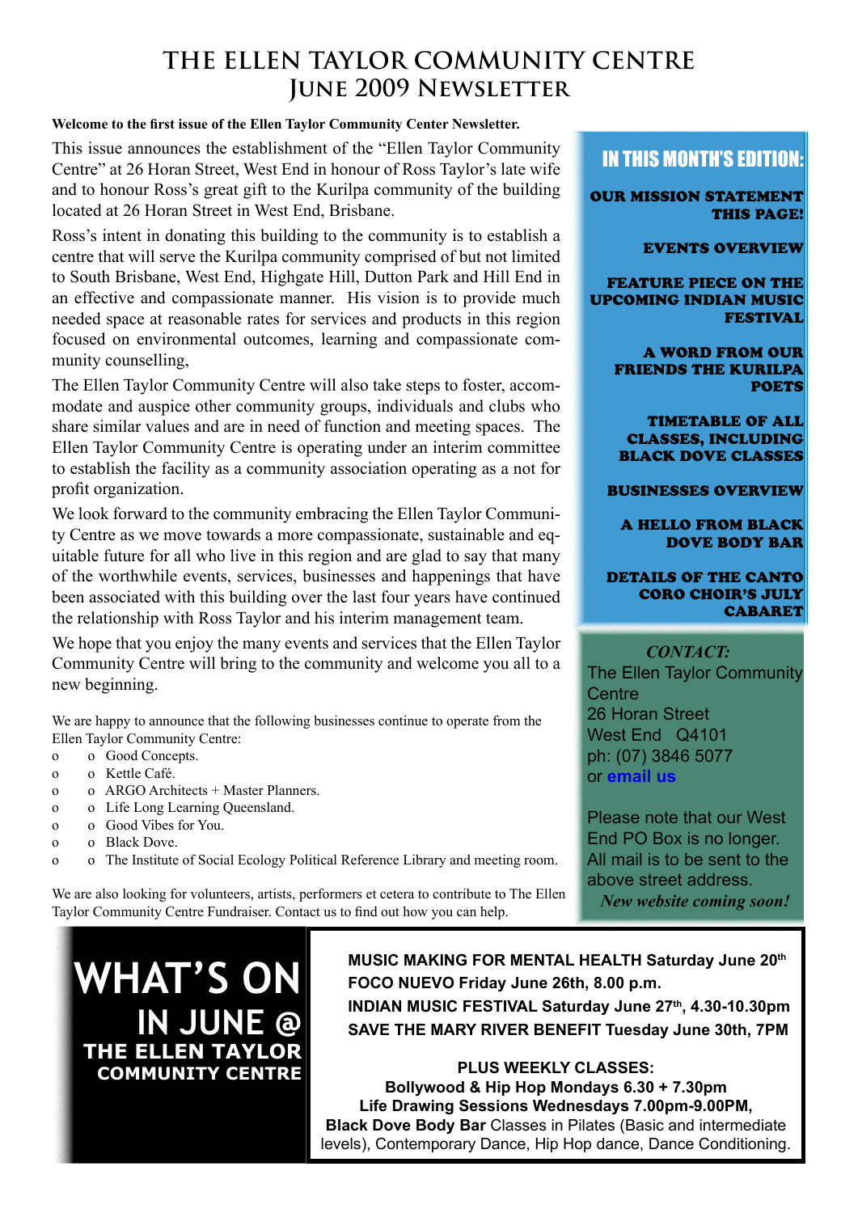# THE ELLEN TAYLOR COMMUNITY CENTRE
## June 2009 Newsletter

**Welcome to the first issue of the Ellen Taylor Community Center Newsletter.**

This issue announces the establishment of the "Ellen Taylor Community Centre" at 26 Horan Street, West End in honour of Ross Taylor's late wife and to honour Ross's great gift to the Kurilpa community of the building located at 26 Horan Street in West End, Brisbane.

Ross's intent in donating this building to the community is to establish a centre that will serve the Kurilpa community comprised of but not limited to South Brisbane, West End, Highgate Hill, Dutton Park and Hill End in an effective and compassionate manner. His vision is to provide much needed space at reasonable rates for services and products in this region focused on environmental outcomes, learning and compassionate community counselling,

The Ellen Taylor Community Centre will also take steps to foster, accommodate and auspice other community groups, individuals and clubs who share similar values and are in need of function and meeting spaces. The Ellen Taylor Community Centre is operating under an interim committee to establish the facility as a community association operating as a not for profit organization.

We look forward to the community embracing the Ellen Taylor Community Centre as we move towards a more compassionate, sustainable and equitable future for all who live in this region and are glad to say that many of the worthwhile events, services, businesses and happenings that have been associated with this building over the last four years have continued the relationship with Ross Taylor and his interim management team.

We hope that you enjoy the many events and services that the Ellen Taylor Community Centre will bring to the community and welcome you all to a new beginning.

We are happy to announce that the following businesses continue to operate from the Ellen Taylor Community Centre:

- Good Concepts.
- Kettle Café.
- ARGO Architects + Master Planners.
- Life Long Learning Queensland.
- Good Vibes for You.
- Black Dove.
- The Institute of Social Ecology Political Reference Library and meeting room.

We are also looking for volunteers, artists, performers et cetera to contribute to The Ellen Taylor Community Centre Fundraiser. Contact us to find out how you can help.

## IN THIS MONTH'S EDITION:

- **OUR MISSION STATEMENT THIS PAGE!**
- **EVENTS OVERVIEW**
- **FEATURE PIECE ON THE UPCOMING INDIAN MUSIC FESTIVAL**
- **A WORD FROM OUR FRIENDS THE KURILPA POETS**
- **TIMETABLE OF ALL CLASSES, INCLUDING BLACK DOVE CLASSES**
- **BUSINESSES OVERVIEW**
- **A HELLO FROM BLACK DOVE BODY BAR**
- **DETAILS OF THE CANTO CORO CHOIR'S JULY CABARET**

*CONTACT:*

The Ellen Taylor Community Centre
26 Horan Street
West End Q4101
ph: (07) 3846 5077
or **email us**

Please note that our West End PO Box is no longer. All mail is to be sent to the above street address.

*New website coming soon!*

## WHAT'S ON IN JUNE @ THE ELLEN TAYLOR COMMUNITY CENTRE

**MUSIC MAKING FOR MENTAL HEALTH Saturday June 20th**
**FOCO NUEVO Friday June 26th, 8.00 p.m.**
**INDIAN MUSIC FESTIVAL Saturday June 27th, 4.30-10.30pm**
**SAVE THE MARY RIVER BENEFIT Tuesday June 30th, 7PM**

**PLUS WEEKLY CLASSES:**
**Bollywood & Hip Hop Mondays 6.30 + 7.30pm**
**Life Drawing Sessions Wednesdays 7.00pm-9.00PM,**
**Black Dove Body Bar** Classes in Pilates (Basic and intermediate levels), Contemporary Dance, Hip Hop dance, Dance Conditioning.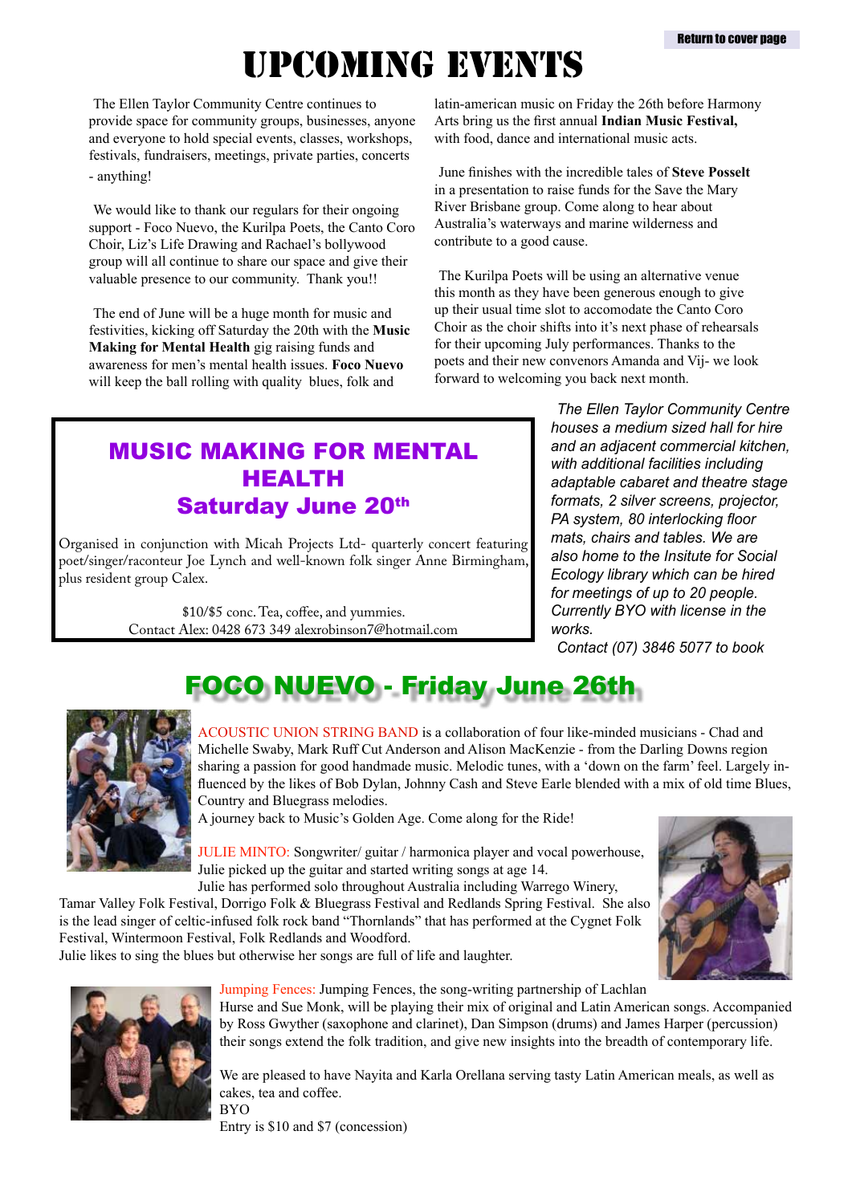# UPCOMING EVENTS

The Ellen Taylor Community Centre continues to provide space for community groups, businesses, anyone and everyone to hold special events, classes, workshops, festivals, fundraisers, meetings, private parties, concerts - anything!

We would like to thank our regulars for their ongoing support - Foco Nuevo, the Kurilpa Poets, the Canto Coro Choir, Liz's Life Drawing and Rachael's bollywood group will all continue to share our space and give their valuable presence to our community. Thank you!!

The end of June will be a huge month for music and festivities, kicking off Saturday the 20th with the **Music Making for Mental Health** gig raising funds and awareness for men's mental health issues. **Foco Nuevo** will keep the ball rolling with quality blues, folk and latin-american music on Friday the 26th before Harmony Arts bring us the first annual **Indian Music Festival,** with food, dance and international music acts.

June finishes with the incredible tales of **Steve Posselt** in a presentation to raise funds for the Save the Mary River Brisbane group. Come along to hear about Australia's waterways and marine wilderness and contribute to a good cause.

The Kurilpa Poets will be using an alternative venue this month as they have been generous enough to give up their usual time slot to accomodate the Canto Coro Choir as the choir shifts into it's next phase of rehearsals for their upcoming July performances. Thanks to the poets and their new convenors Amanda and Vij- we look forward to welcoming you back next month.

## MUSIC MAKING FOR MENTAL HEALTH
### Saturday June 20th

Organised in conjunction with Micah Projects Ltd- quarterly concert featuring poet/singer/raconteur Joe Lynch and well-known folk singer Anne Birmingham, plus resident group Calex.

$10/$5 conc. Tea, coffee, and yummies.
Contact Alex: 0428 673 349 alexrobinson7@hotmail.com

*The Ellen Taylor Community Centre houses a medium sized hall for hire and an adjacent commercial kitchen, with additional facilities including adaptable cabaret and theatre stage formats, 2 silver screens, projector, PA system, 80 interlocking floor mats, chairs and tables. We are also home to the Insitute for Social Ecology library which can be hired for meetings of up to 20 people. Currently BYO with license in the works.*
*Contact (07) 3846 5077 to book*

## FOCO NUEVO - Friday June 26th

ACOUSTIC UNION STRING BAND is a collaboration of four like-minded musicians - Chad and Michelle Swaby, Mark Ruff Cut Anderson and Alison MacKenzie - from the Darling Downs region sharing a passion for good handmade music. Melodic tunes, with a 'down on the farm' feel. Largely influenced by the likes of Bob Dylan, Johnny Cash and Steve Earle blended with a mix of old time Blues, Country and Bluegrass melodies.
A journey back to Music's Golden Age. Come along for the Ride!

JULIE MINTO: Songwriter/ guitar / harmonica player and vocal powerhouse, Julie picked up the guitar and started writing songs at age 14.
Julie has performed solo throughout Australia including Warrego Winery, Tamar Valley Folk Festival, Dorrigo Folk & Bluegrass Festival and Redlands Spring Festival. She also is the lead singer of celtic-infused folk rock band "Thornlands" that has performed at the Cygnet Folk Festival, Wintermoon Festival, Folk Redlands and Woodford.
Julie likes to sing the blues but otherwise her songs are full of life and laughter.

Jumping Fences: Jumping Fences, the song-writing partnership of Lachlan Hurse and Sue Monk, will be playing their mix of original and Latin American songs. Accompanied by Ross Gwyther (saxophone and clarinet), Dan Simpson (drums) and James Harper (percussion) their songs extend the folk tradition, and give new insights into the breadth of contemporary life.

We are pleased to have Nayita and Karla Orellana serving tasty Latin American meals, as well as cakes, tea and coffee.
BYO
Entry is $10 and $7 (concession)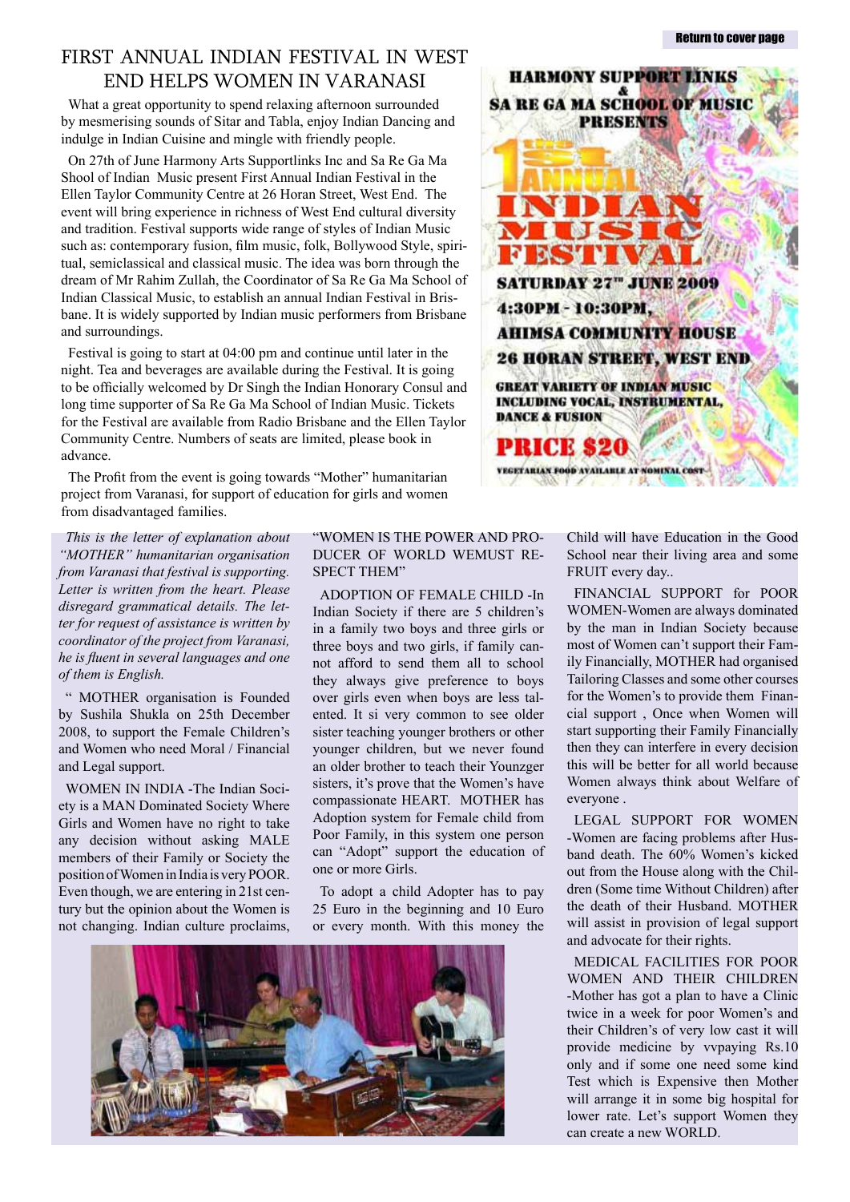# FIRST ANNUAL INDIAN FESTIVAL IN WEST END HELPS WOMEN IN VARANASI

What a great opportunity to spend relaxing afternoon surrounded by mesmerising sounds of Sitar and Tabla, enjoy Indian Dancing and indulge in Indian Cuisine and mingle with friendly people.

On 27th of June Harmony Arts Supportlinks Inc and Sa Re Ga Ma Shool of Indian Music present First Annual Indian Festival in the Ellen Taylor Community Centre at 26 Horan Street, West End. The event will bring experience in richness of West End cultural diversity and tradition. Festival supports wide range of styles of Indian Music such as: contemporary fusion, film music, folk, Bollywood Style, spiritual, semiclassical and classical music. The idea was born through the dream of Mr Rahim Zullah, the Coordinator of Sa Re Ga Ma School of Indian Classical Music, to establish an annual Indian Festival in Brisbane. It is widely supported by Indian music performers from Brisbane and surroundings.

Festival is going to start at 04:00 pm and continue until later in the night. Tea and beverages are available during the Festival. It is going to be officially welcomed by Dr Singh the Indian Honorary Consul and long time supporter of Sa Re Ga Ma School of Indian Music. Tickets for the Festival are available from Radio Brisbane and the Ellen Taylor Community Centre. Numbers of seats are limited, please book in advance.

The Profit from the event is going towards "Mother" humanitarian project from Varanasi, for support of education for girls and women from disadvantaged families.

**HARMONY SUPPORT LINKS & SA RE GA MA SCHOOL OF MUSIC PRESENTS**

**1st ANNUAL INDIAN MUSIC FESTIVAL**

**SATURDAY 27th JUNE 2009**

**4:30PM - 10:30PM,**

**AHIMSA COMMUNITY HOUSE**

**26 HORAN STREET, WEST END**

**GREAT VARIETY OF INDIAN MUSIC INCLUDING VOCAL, INSTRUMENTAL, DANCE & FUSION**

**PRICE $20**

**VEGETARIAN FOOD AVAILABLE AT NOMINAL COST**

*This is the letter of explanation about "MOTHER" humanitarian organisation from Varanasi that festival is supporting. Letter is written from the heart. Please disregard grammatical details. The letter for request of assistance is written by coordinator of the project from Varanasi, he is fluent in several languages and one of them is English.*

" MOTHER organisation is Founded by Sushila Shukla on 25th December 2008, to support the Female Children's and Women who need Moral / Financial and Legal support.

WOMEN IN INDIA -The Indian Society is a MAN Dominated Society Where Girls and Women have no right to take any decision without asking MALE members of their Family or Society the position of Women in India is very POOR. Even though, we are entering in 21st century but the opinion about the Women is not changing. Indian culture proclaims, "WOMEN IS THE POWER AND PRODUCER OF WORLD WEMUST RESPECT THEM"

ADOPTION OF FEMALE CHILD -In Indian Society if there are 5 children's in a family two boys and three girls or three boys and two girls, if family cannot afford to send them all to school they always give preference to boys over girls even when boys are less talented. It si very common to see older sister teaching younger brothers or other younger children, but we never found an older brother to teach their Younzger sisters, it's prove that the Women's have compassionate HEART. MOTHER has Adoption system for Female child from Poor Family, in this system one person can "Adopt" support the education of one or more Girls.

To adopt a child Adopter has to pay 25 Euro in the beginning and 10 Euro or every month. With this money the Child will have Education in the Good School near their living area and some FRUIT every day..

FINANCIAL SUPPORT for POOR WOMEN-Women are always dominated by the man in Indian Society because most of Women can't support their Family Financially, MOTHER had organised Tailoring Classes and some other courses for the Women's to provide them Financial support , Once when Women will start supporting their Family Financially then they can interfere in every decision this will be better for all world because Women always think about Welfare of everyone .

LEGAL SUPPORT FOR WOMEN -Women are facing problems after Husband death. The 60% Women's kicked out from the House along with the Children (Some time Without Children) after the death of their Husband. MOTHER will assist in provision of legal support and advocate for their rights.

MEDICAL FACILITIES FOR POOR WOMEN AND THEIR CHILDREN -Mother has got a plan to have a Clinic twice in a week for poor Women's and their Children's of very low cast it will provide medicine by vvpaying Rs.10 only and if some one need some kind Test which is Expensive then Mother will arrange it in some big hospital for lower rate. Let's support Women they can create a new WORLD.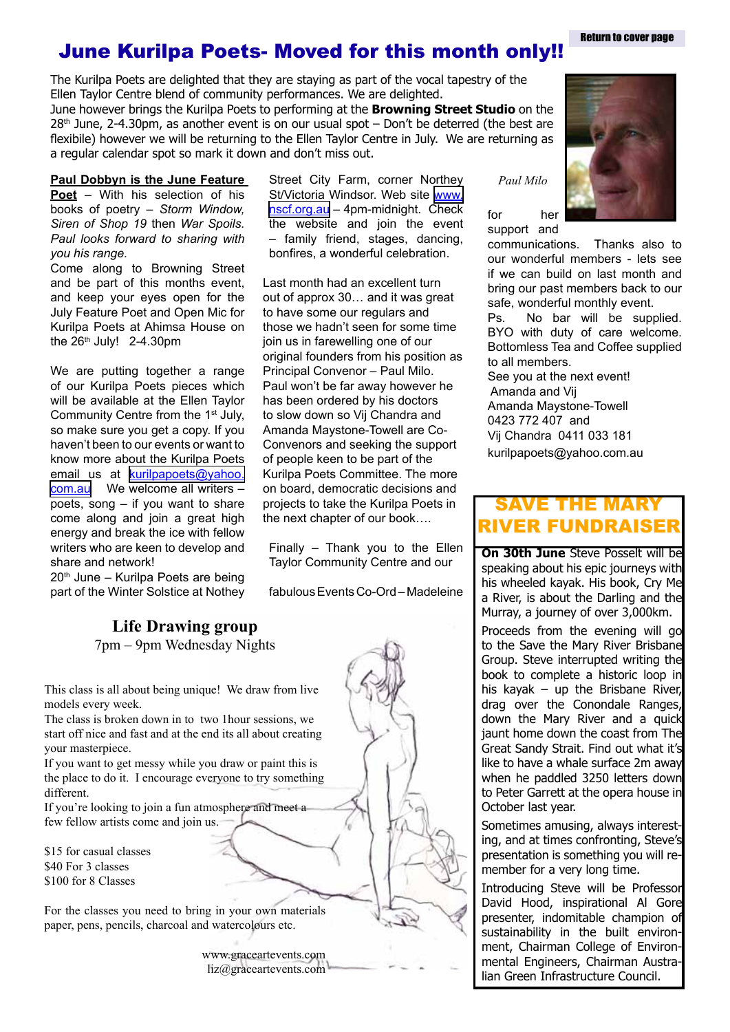Return to cover page

# June Kurilpa Poets- Moved for this month only!!

The Kurilpa Poets are delighted that they are staying as part of the vocal tapestry of the Ellen Taylor Centre blend of community performances. We are delighted.
June however brings the Kurilpa Poets to performing at the **Browning Street Studio** on the 28th June, 2-4.30pm, as another event is on our usual spot – Don't be deterred (the best are flexibile) however we will be returning to the Ellen Taylor Centre in July. We are returning as a regular calendar spot so mark it down and don't miss out.

**Paul Dobbyn is the June Feature Poet** – *With his selection of his books of poetry – Storm Window, Siren of Shop 19 then War Spoils. Paul looks forward to sharing with you his range.*
Come along to Browning Street and be part of this months event, and keep your eyes open for the July Feature Poet and Open Mic for Kurilpa Poets at Ahimsa House on the 26th July! 2-4.30pm

We are putting together a range of our Kurilpa Poets pieces which will be available at the Ellen Taylor Community Centre from the 1st July, so make sure you get a copy. If you haven't been to our events or want to know more about the Kurilpa Poets email us at kurilpapoets@yahoo.com.au We welcome all writers – poets, song – if you want to share come along and join a great high energy and break the ice with fellow writers who are keen to develop and share and network!
20th June – Kurilpa Poets are being part of the Winter Solstice at Nothey Street City Farm, corner Northey St/Victoria Windsor. Web site www.nscf.org.au – 4pm-midnight. Check the website and join the event – family friend, stages, dancing, bonfires, a wonderful celebration.

Last month had an excellent turn out of approx 30… and it was great to have some our regulars and those we hadn't seen for some time join us in farewelling one of our original founders from his position as Principal Convenor – Paul Milo. Paul won't be far away however he has been ordered by his doctors to slow down so Vij Chandra and Amanda Maystone-Towell are Co-Convenors and seeking the support of people keen to be part of the Kurilpa Poets Committee. The more on board, democratic decisions and projects to take the Kurilpa Poets in the next chapter of our book….

Finally – Thank you to the Ellen Taylor Community Centre and our fabulous Events Co-Ord – Madeleine for her support and communications. Thanks also to our wonderful members - lets see if we can build on last month and bring our past members back to our safe, wonderful monthly event.
Ps. No bar will be supplied. BYO with duty of care welcome. Bottomless Tea and Coffee supplied to all members.
See you at the next event!
Amanda and Vij
Amanda Maystone-Towell
0423 772 407 and
Vij Chandra 0411 033 181
kurilpapoets@yahoo.com.au

*Paul Milo*

## SAVE THE MARY RIVER FUNDRAISER

**On 30th June** Steve Posselt will be speaking about his epic journeys with his wheeled kayak. His book, Cry Me a River, is about the Darling and the Murray, a journey of over 3,000km.

Proceeds from the evening will go to the Save the Mary River Brisbane Group. Steve interrupted writing the book to complete a historic loop in his kayak – up the Brisbane River, drag over the Conondale Ranges, down the Mary River and a quick jaunt home down the coast from The Great Sandy Strait. Find out what it's like to have a whale surface 2m away when he paddled 3250 letters down to Peter Garrett at the opera house in October last year.

Sometimes amusing, always interesting, and at times confronting, Steve's presentation is something you will remember for a very long time.

Introducing Steve will be Professor David Hood, inspirational Al Gore presenter, indomitable champion of sustainability in the built environment, Chairman College of Environmental Engineers, Chairman Australian Green Infrastructure Council.

## Life Drawing group

7pm – 9pm Wednesday Nights

This class is all about being unique! We draw from live models every week.
The class is broken down in to two 1hour sessions, we start off nice and fast and at the end its all about creating your masterpiece.
If you want to get messy while you draw or paint this is the place to do it. I encourage everyone to try something different.
If you're looking to join a fun atmosphere and meet a few fellow artists come and join us.

$15 for casual classes
$40 For 3 classes
$100 for 8 Classes

For the classes you need to bring in your own materials paper, pens, pencils, charcoal and watercolours etc.

www.graceartevents.com
liz@graceartevents.com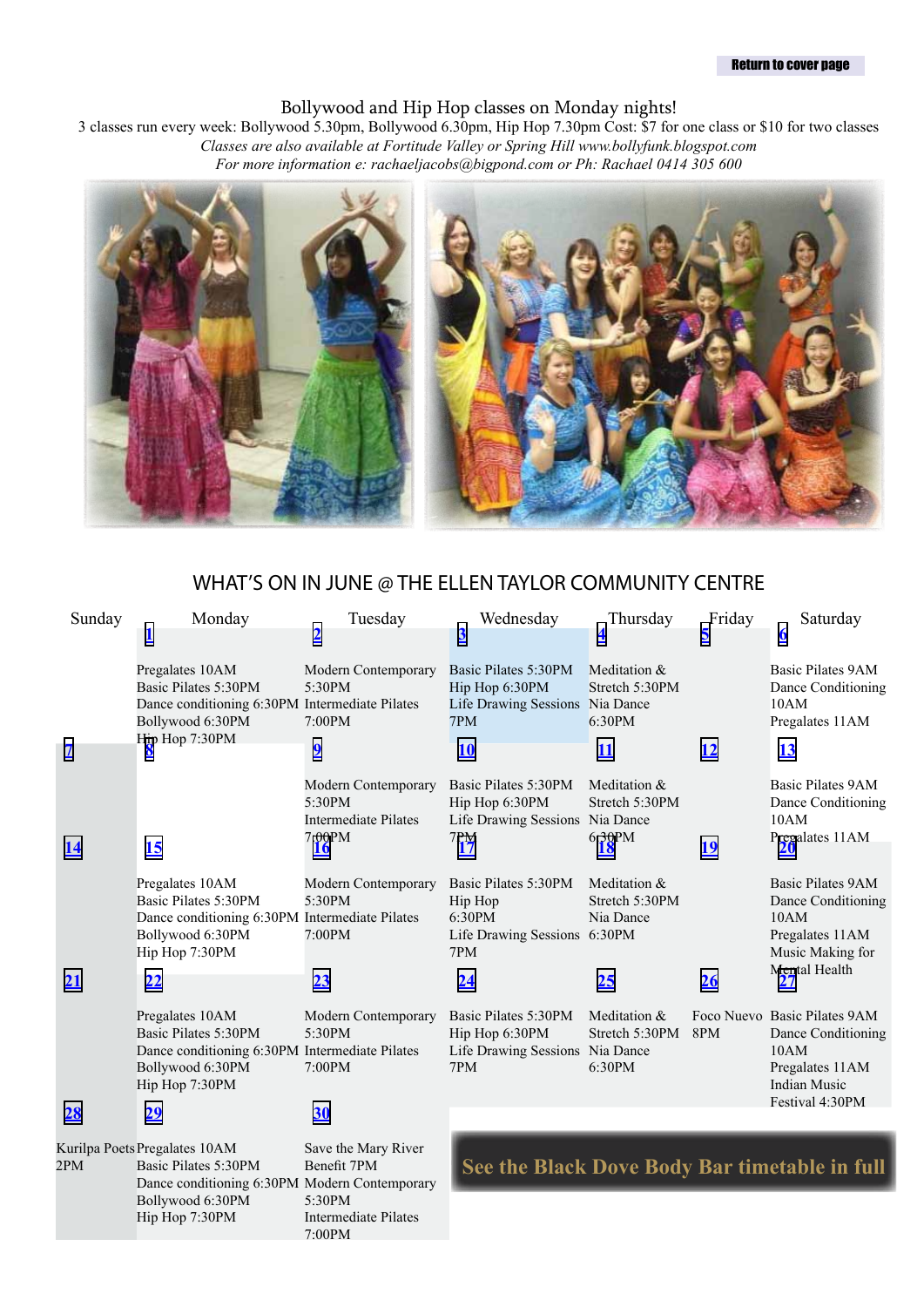Return to cover page

Bollywood and Hip Hop classes on Monday nights!

3 classes run every week: Bollywood 5.30pm, Bollywood 6.30pm, Hip Hop 7.30pm Cost: $7 for one class or $10 for two classes

*Classes are also available at Fortitude Valley or Spring Hill www.bollyfunk.blogspot.com*

*For more information e: rachaeljacobs@bigpond.com or Ph: Rachael 0414 305 600*

## WHAT'S ON IN JUNE @ THE ELLEN TAYLOR COMMUNITY CENTRE

| Sunday | Monday | Tuesday | Wednesday | Thursday | Friday | Saturday |
|---|---|---|---|---|---|---|
| | 1<br>Pregalates 10AM<br>Basic Pilates 5:30PM<br>Dance conditioning 6:30PM<br>Bollywood 6:30PM<br>Hip Hop 7:30PM | 2<br>Modern Contemporary 5:30PM<br>Intermediate Pilates 7:00PM | 3<br>Basic Pilates 5:30PM<br>Hip Hop 6:30PM<br>Life Drawing Sessions 7PM | 4<br>Meditation & Stretch 5:30PM<br>Nia Dance 6:30PM | 5 | 6<br>Basic Pilates 9AM<br>Dance Conditioning 10AM<br>Pregalates 11AM |
| 7 | 8 | 9<br>Modern Contemporary 5:30PM<br>Intermediate Pilates 7:00PM | 10<br>Basic Pilates 5:30PM<br>Hip Hop 6:30PM<br>Life Drawing Sessions 7PM | 11<br>Meditation & Stretch 5:30PM<br>Nia Dance 6:30PM | 12 | 13<br>Basic Pilates 9AM<br>Dance Conditioning 10AM<br>Pregalates 11AM |
| 14 | 15<br>Pregalates 10AM<br>Basic Pilates 5:30PM<br>Dance conditioning 6:30PM<br>Bollywood 6:30PM<br>Hip Hop 7:30PM | 16<br>Modern Contemporary 5:30PM<br>Intermediate Pilates 7:00PM | 17<br>Basic Pilates 5:30PM<br>Hip Hop 6:30PM<br>Life Drawing Sessions 7PM | 18<br>Meditation & Stretch 5:30PM<br>Nia Dance 6:30PM | 19 | 20<br>Basic Pilates 9AM<br>Dance Conditioning 10AM<br>Pregalates 11AM<br>Music Making for Mental Health |
| 21 | 22<br>Pregalates 10AM<br>Basic Pilates 5:30PM<br>Dance conditioning 6:30PM<br>Bollywood 6:30PM<br>Hip Hop 7:30PM | 23<br>Modern Contemporary 5:30PM<br>Intermediate Pilates 7:00PM | 24<br>Basic Pilates 5:30PM<br>Hip Hop 6:30PM<br>Life Drawing Sessions 7PM | 25<br>Meditation & Stretch 5:30PM<br>Nia Dance 6:30PM | 26<br>Foco Nuevo 8PM | 27<br>Basic Pilates 9AM<br>Dance Conditioning 10AM<br>Pregalates 11AM<br>Indian Music Festival 4:30PM |
| 28<br>Kurilpa Poets 2PM | 29<br>Pregalates 10AM<br>Basic Pilates 5:30PM<br>Dance conditioning 6:30PM<br>Bollywood 6:30PM<br>Hip Hop 7:30PM | 30<br>Save the Mary River Benefit 7PM<br>Modern Contemporary 5:30PM<br>Intermediate Pilates 7:00PM | | | | |

**See the Black Dove Body Bar timetable in full**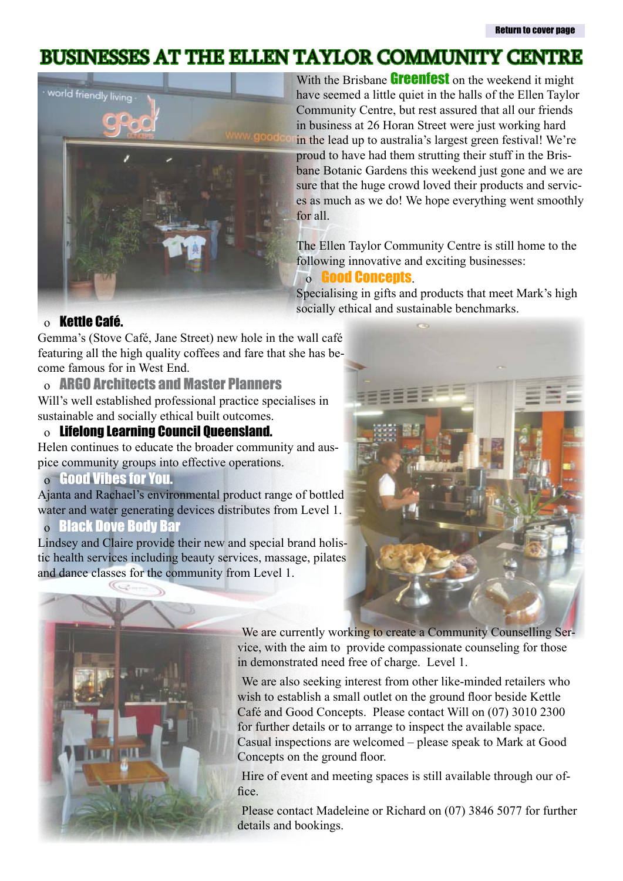# BUSINESSES AT THE ELLEN TAYLOR COMMUNITY CENTRE

With the Brisbane **Greenfest** on the weekend it might have seemed a little quiet in the halls of the Ellen Taylor Community Centre, but rest assured that all our friends in business at 26 Horan Street were just working hard in the lead up to australia's largest green festival! We're proud to have had them strutting their stuff in the Brisbane Botanic Gardens this weekend just gone and we are sure that the huge crowd loved their products and services as much as we do! We hope everything went smoothly for all.

The Ellen Taylor Community Centre is still home to the following innovative and exciting businesses:

- **Good Concepts**.

Specialising in gifts and products that meet Mark's high socially ethical and sustainable benchmarks.

- **Kettle Café.**

Gemma's (Stove Café, Jane Street) new hole in the wall café featuring all the high quality coffees and fare that she has become famous for in West End.

- **ARGO Architects and Master Planners**

Will's well established professional practice specialises in sustainable and socially ethical built outcomes.

- **Lifelong Learning Council Queensland.**

Helen continues to educate the broader community and auspice community groups into effective operations.

- **Good Vibes for You.**

Ajanta and Rachael's environmental product range of bottled water and water generating devices distributes from Level 1.

- **Black Dove Body Bar**

Lindsey and Claire provide their new and special brand holistic health services including beauty services, massage, pilates and dance classes for the community from Level 1.

We are currently working to create a Community Counselling Service, with the aim to provide compassionate counseling for those in demonstrated need free of charge. Level 1.

We are also seeking interest from other like-minded retailers who wish to establish a small outlet on the ground floor beside Kettle Café and Good Concepts. Please contact Will on (07) 3010 2300 for further details or to arrange to inspect the available space. Casual inspections are welcomed – please speak to Mark at Good Concepts on the ground floor.

Hire of event and meeting spaces is still available through our office.

Please contact Madeleine or Richard on (07) 3846 5077 for further details and bookings.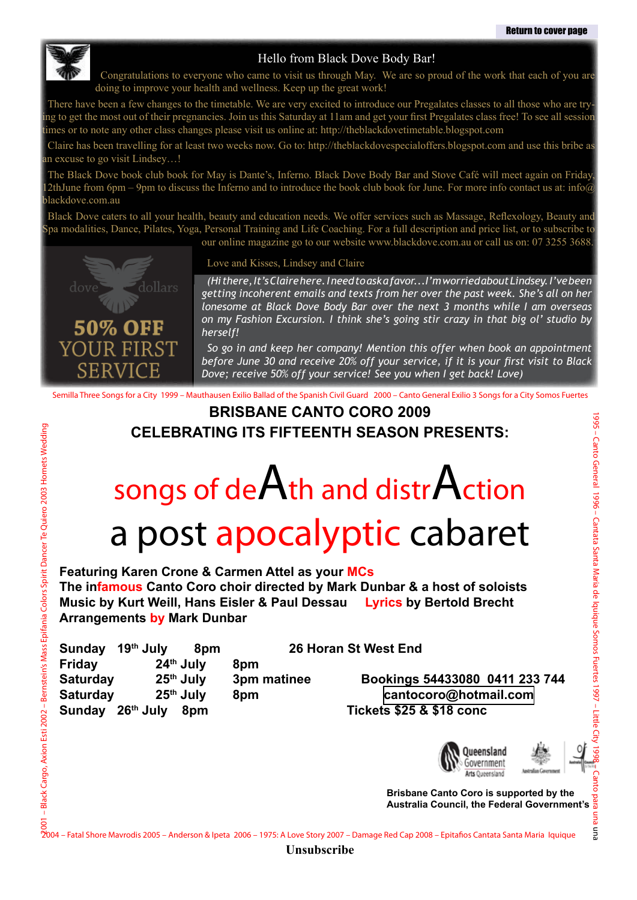Return to cover page

## Hello from Black Dove Body Bar!

Congratulations to everyone who came to visit us through May. We are so proud of the work that each of you are doing to improve your health and wellness. Keep up the great work!

There have been a few changes to the timetable. We are very excited to introduce our Pregalates classes to all those who are trying to get the most out of their pregnancies. Join us this Saturday at 11am and get your first Pregalates class free! To see all session times or to note any other class changes please visit us online at: http://theblackdovetimetable.blogspot.com

Claire has been travelling for at least two weeks now. Go to: http://theblackdovespecialoffers.blogspot.com and use this bribe as an excuse to go visit Lindsey…!

The Black Dove book club book for May is Dante's, Inferno. Black Dove Body Bar and Stove Café will meet again on Friday, 12thJune from 6pm – 9pm to discuss the Inferno and to introduce the book club book for June. For more info contact us at: info@blackdove.com.au

Black Dove caters to all your health, beauty and education needs. We offer services such as Massage, Reflexology, Beauty and Spa modalities, Dance, Pilates, Yoga, Personal Training and Life Coaching. For a full description and price list, or to subscribe to our online magazine go to our website www.blackdove.com.au or call us on: 07 3255 3688.

Love and Kisses, Lindsey and Claire

dove dollars

50% OFF YOUR FIRST SERVICE

*(Hi there, It's Claire here. I need to ask a favor...I'm worried about Lindsey. I've been getting incoherent emails and texts from her over the past week. She's all on her lonesome at Black Dove Body Bar over the next 3 months while I am overseas on my Fashion Excursion. I think she's going stir crazy in that big ol' studio by herself!*

*So go in and keep her company! Mention this offer when book an appointment before June 30 and receive 20% off your service, if it is your first visit to Black Dove; receive 50% off your service! See you when I get back! Love)*

Semilla Three Songs for a City 1999 – Mauthausen Exilio Ballad of the Spanish Civil Guard 2000 – Canto General Exilio 3 Songs for a City Somos Fuertes

1995 – Canto General 1996 – Cantata Santa Maria de Iquique Somos Fuertes 1997 – Little City 1998 Canto para una

2001 – Black Cargo, Axion Esti 2002 – Bernstein's Mass Epifania Colors Spirit Dancer Te Quiero 2003 Hornets Wedding

## BRISBANE CANTO CORO 2009
## CELEBRATING ITS FIFTEENTH SEASON PRESENTS:

# songs of deAth and distrAction
# a post apocalyptic cabaret

**Featuring Karen Crone & Carmen Attel as your MCs**
**The infamous Canto Coro choir directed by Mark Dunbar & a host of soloists**
**Music by Kurt Weill, Hans Eisler & Paul Dessau Lyrics by Bertold Brecht**
**Arrangements by Mark Dunbar**

**Sunday 19th July 8pm**
**Friday 24th July 8pm**
**Saturday 25th July 3pm matinee**
**Saturday 25th July 8pm**
**Sunday 26th July 8pm**

**26 Horan St West End**

**Bookings 54433080 0411 233 744**
**cantocoro@hotmail.com**
**Tickets $25 & $18 conc**

Queensland Government Arts Queensland

Australian Government

**Brisbane Canto Coro is supported by the Australia Council, the Federal Government's**

2004 – Fatal Shore Mavrodis 2005 – Anderson & Ipeta 2006 – 1975: A Love Story 2007 – Damage Red Cap 2008 – Epitafios Cantata Santa Maria Iquique

**Unsubscribe**